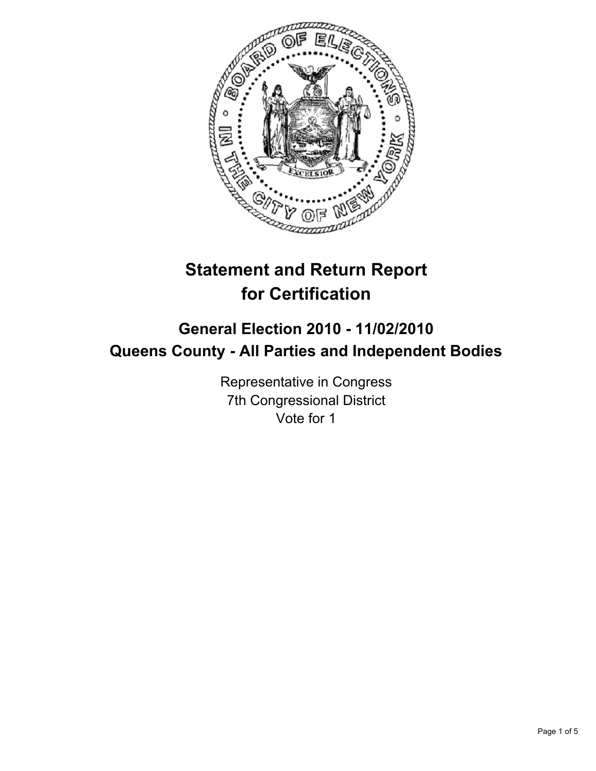# Statement and Return Report for Certification

## General Election 2010 - 11/02/2010
## Queens County - All Parties and Independent Bodies

Representative in Congress
7th Congressional District
Vote for 1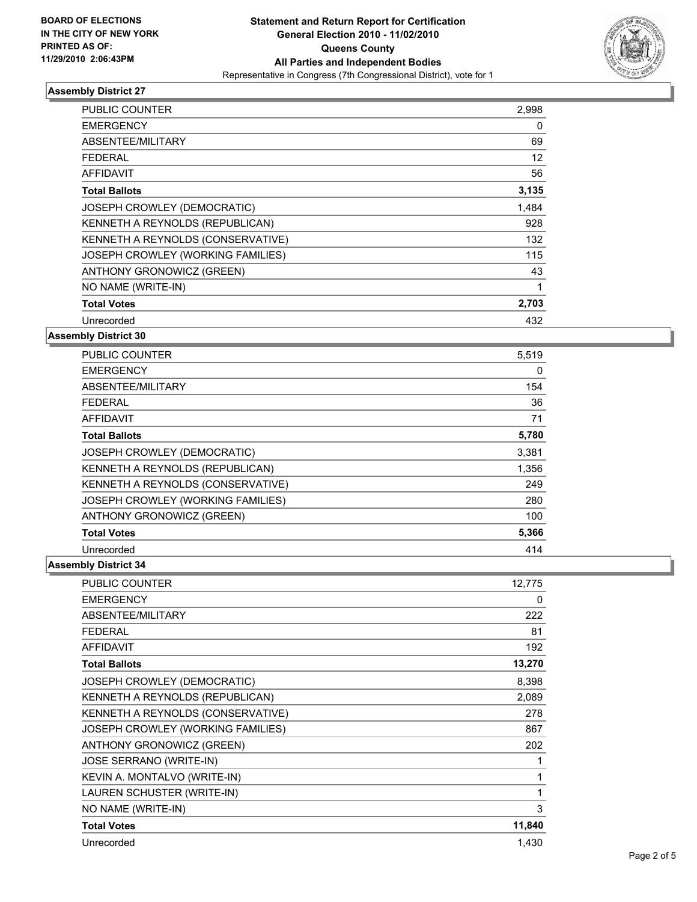**BOARD OF ELECTIONS IN THE CITY OF NEW YORK PRINTED AS OF: 11/29/2010 2:06:43PM**

# Statement and Return Report for Certification
## General Election 2010 - 11/02/2010
## Queens County
## All Parties and Independent Bodies
Representative in Congress (7th Congressional District), vote for 1

### Assembly District 27

| | |
|---|---|
| PUBLIC COUNTER | 2,998 |
| EMERGENCY | 0 |
| ABSENTEE/MILITARY | 69 |
| FEDERAL | 12 |
| AFFIDAVIT | 56 |
| **Total Ballots** | **3,135** |
| JOSEPH CROWLEY (DEMOCRATIC) | 1,484 |
| KENNETH A REYNOLDS (REPUBLICAN) | 928 |
| KENNETH A REYNOLDS (CONSERVATIVE) | 132 |
| JOSEPH CROWLEY (WORKING FAMILIES) | 115 |
| ANTHONY GRONOWICZ (GREEN) | 43 |
| NO NAME (WRITE-IN) | 1 |
| **Total Votes** | **2,703** |
| Unrecorded | 432 |

### Assembly District 30

| | |
|---|---|
| PUBLIC COUNTER | 5,519 |
| EMERGENCY | 0 |
| ABSENTEE/MILITARY | 154 |
| FEDERAL | 36 |
| AFFIDAVIT | 71 |
| **Total Ballots** | **5,780** |
| JOSEPH CROWLEY (DEMOCRATIC) | 3,381 |
| KENNETH A REYNOLDS (REPUBLICAN) | 1,356 |
| KENNETH A REYNOLDS (CONSERVATIVE) | 249 |
| JOSEPH CROWLEY (WORKING FAMILIES) | 280 |
| ANTHONY GRONOWICZ (GREEN) | 100 |
| **Total Votes** | **5,366** |
| Unrecorded | 414 |

### Assembly District 34

| | |
|---|---|
| PUBLIC COUNTER | 12,775 |
| EMERGENCY | 0 |
| ABSENTEE/MILITARY | 222 |
| FEDERAL | 81 |
| AFFIDAVIT | 192 |
| **Total Ballots** | **13,270** |
| JOSEPH CROWLEY (DEMOCRATIC) | 8,398 |
| KENNETH A REYNOLDS (REPUBLICAN) | 2,089 |
| KENNETH A REYNOLDS (CONSERVATIVE) | 278 |
| JOSEPH CROWLEY (WORKING FAMILIES) | 867 |
| ANTHONY GRONOWICZ (GREEN) | 202 |
| JOSE SERRANO (WRITE-IN) | 1 |
| KEVIN A. MONTALVO (WRITE-IN) | 1 |
| LAUREN SCHUSTER (WRITE-IN) | 1 |
| NO NAME (WRITE-IN) | 3 |
| **Total Votes** | **11,840** |
| Unrecorded | 1,430 |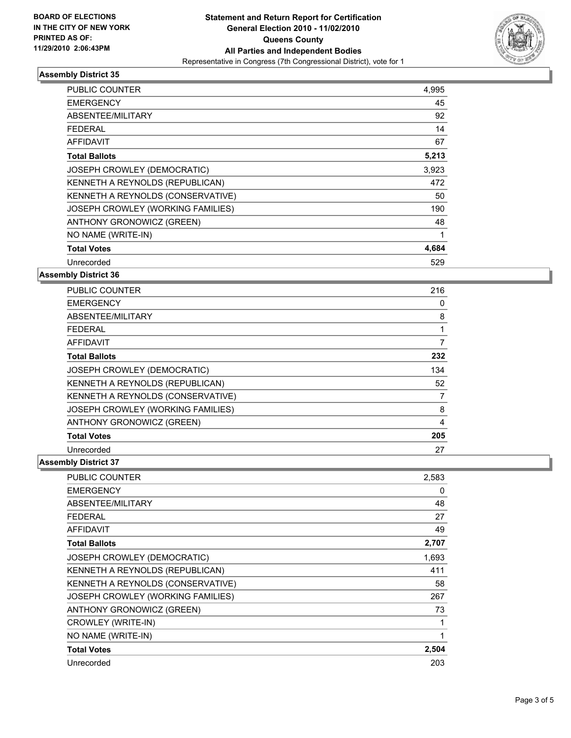BOARD OF ELECTIONS
IN THE CITY OF NEW YORK
PRINTED AS OF:
11/29/2010 2:06:43PM

**Statement and Return Report for Certification**
**General Election 2010 - 11/02/2010**
**Queens County**
**All Parties and Independent Bodies**
Representative in Congress (7th Congressional District), vote for 1

### Assembly District 35

| | |
|---|---|
| PUBLIC COUNTER | 4,995 |
| EMERGENCY | 45 |
| ABSENTEE/MILITARY | 92 |
| FEDERAL | 14 |
| AFFIDAVIT | 67 |
| **Total Ballots** | **5,213** |
| JOSEPH CROWLEY (DEMOCRATIC) | 3,923 |
| KENNETH A REYNOLDS (REPUBLICAN) | 472 |
| KENNETH A REYNOLDS (CONSERVATIVE) | 50 |
| JOSEPH CROWLEY (WORKING FAMILIES) | 190 |
| ANTHONY GRONOWICZ (GREEN) | 48 |
| NO NAME (WRITE-IN) | 1 |
| **Total Votes** | **4,684** |
| Unrecorded | 529 |

### Assembly District 36

| | |
|---|---|
| PUBLIC COUNTER | 216 |
| EMERGENCY | 0 |
| ABSENTEE/MILITARY | 8 |
| FEDERAL | 1 |
| AFFIDAVIT | 7 |
| **Total Ballots** | **232** |
| JOSEPH CROWLEY (DEMOCRATIC) | 134 |
| KENNETH A REYNOLDS (REPUBLICAN) | 52 |
| KENNETH A REYNOLDS (CONSERVATIVE) | 7 |
| JOSEPH CROWLEY (WORKING FAMILIES) | 8 |
| ANTHONY GRONOWICZ (GREEN) | 4 |
| **Total Votes** | **205** |
| Unrecorded | 27 |

### Assembly District 37

| | |
|---|---|
| PUBLIC COUNTER | 2,583 |
| EMERGENCY | 0 |
| ABSENTEE/MILITARY | 48 |
| FEDERAL | 27 |
| AFFIDAVIT | 49 |
| **Total Ballots** | **2,707** |
| JOSEPH CROWLEY (DEMOCRATIC) | 1,693 |
| KENNETH A REYNOLDS (REPUBLICAN) | 411 |
| KENNETH A REYNOLDS (CONSERVATIVE) | 58 |
| JOSEPH CROWLEY (WORKING FAMILIES) | 267 |
| ANTHONY GRONOWICZ (GREEN) | 73 |
| CROWLEY (WRITE-IN) | 1 |
| NO NAME (WRITE-IN) | 1 |
| **Total Votes** | **2,504** |
| Unrecorded | 203 |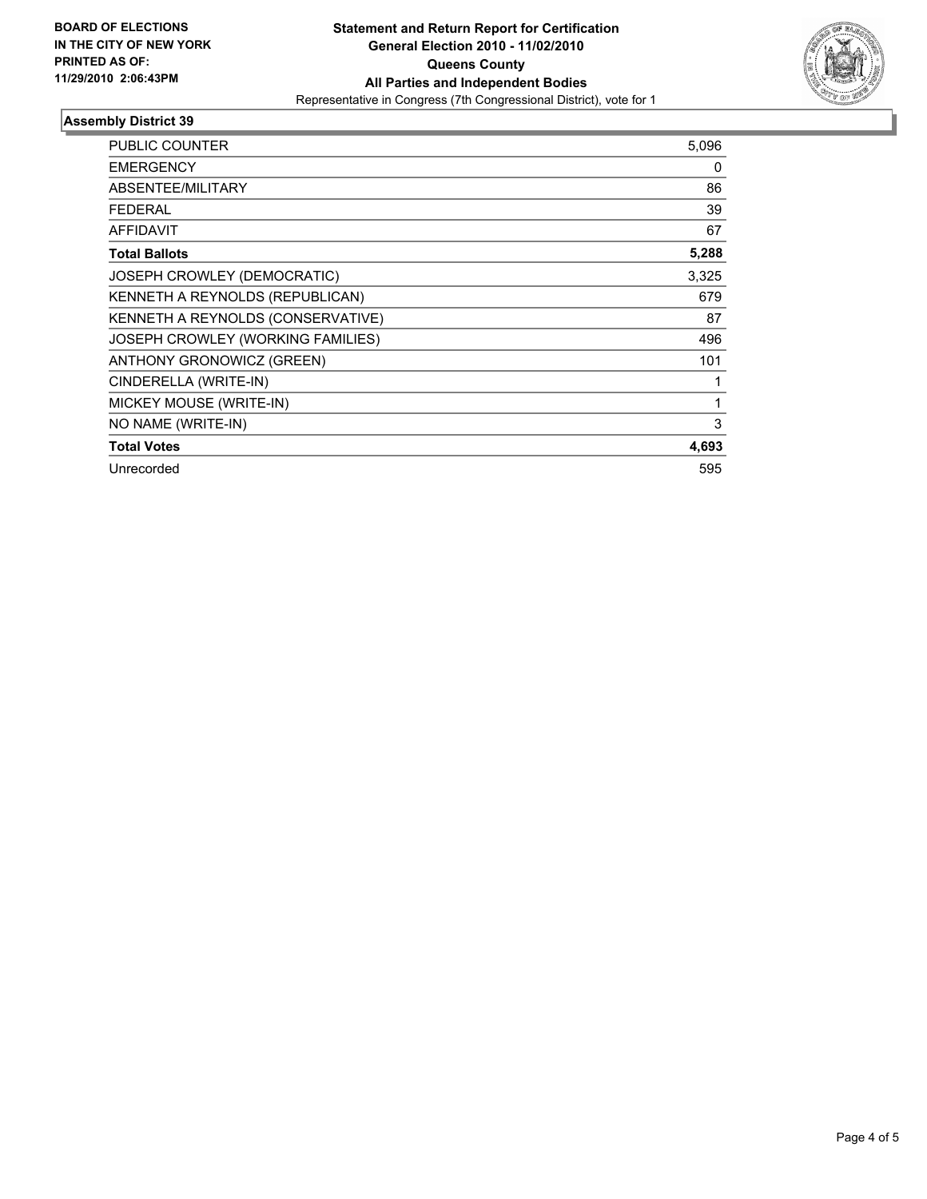**BOARD OF ELECTIONS IN THE CITY OF NEW YORK PRINTED AS OF: 11/29/2010 2:06:43PM**

**Statement and Return Report for Certification**
**General Election 2010 - 11/02/2010**
**Queens County**
**All Parties and Independent Bodies**
Representative in Congress (7th Congressional District), vote for 1

## Assembly District 39

| | |
|---|---|
| PUBLIC COUNTER | 5,096 |
| EMERGENCY | 0 |
| ABSENTEE/MILITARY | 86 |
| FEDERAL | 39 |
| AFFIDAVIT | 67 |
| **Total Ballots** | **5,288** |
| JOSEPH CROWLEY (DEMOCRATIC) | 3,325 |
| KENNETH A REYNOLDS (REPUBLICAN) | 679 |
| KENNETH A REYNOLDS (CONSERVATIVE) | 87 |
| JOSEPH CROWLEY (WORKING FAMILIES) | 496 |
| ANTHONY GRONOWICZ (GREEN) | 101 |
| CINDERELLA (WRITE-IN) | 1 |
| MICKEY MOUSE (WRITE-IN) | 1 |
| NO NAME (WRITE-IN) | 3 |
| **Total Votes** | **4,693** |
| Unrecorded | 595 |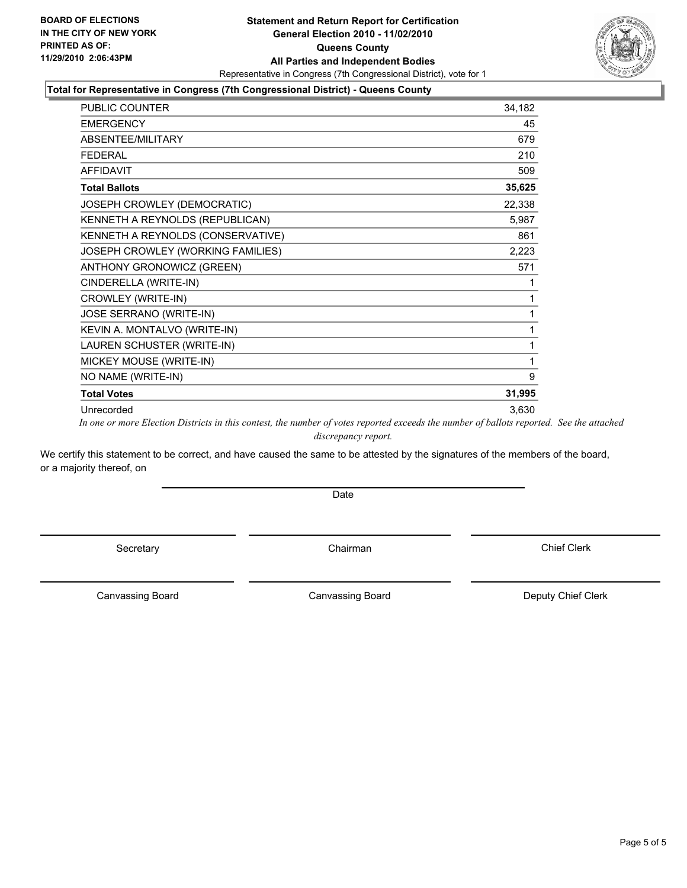**BOARD OF ELECTIONS IN THE CITY OF NEW YORK PRINTED AS OF: 11/29/2010 2:06:43PM**

**Statement and Return Report for Certification**
**General Election 2010 - 11/02/2010**
**Queens County**
**All Parties and Independent Bodies**
Representative in Congress (7th Congressional District), vote for 1

**Total for Representative in Congress (7th Congressional District) - Queens County**

| | |
|---|---|
| PUBLIC COUNTER | 34,182 |
| EMERGENCY | 45 |
| ABSENTEE/MILITARY | 679 |
| FEDERAL | 210 |
| AFFIDAVIT | 509 |
| **Total Ballots** | **35,625** |
| JOSEPH CROWLEY (DEMOCRATIC) | 22,338 |
| KENNETH A REYNOLDS (REPUBLICAN) | 5,987 |
| KENNETH A REYNOLDS (CONSERVATIVE) | 861 |
| JOSEPH CROWLEY (WORKING FAMILIES) | 2,223 |
| ANTHONY GRONOWICZ (GREEN) | 571 |
| CINDERELLA (WRITE-IN) | 1 |
| CROWLEY (WRITE-IN) | 1 |
| JOSE SERRANO (WRITE-IN) | 1 |
| KEVIN A. MONTALVO (WRITE-IN) | 1 |
| LAUREN SCHUSTER (WRITE-IN) | 1 |
| MICKEY MOUSE (WRITE-IN) | 1 |
| NO NAME (WRITE-IN) | 9 |
| **Total Votes** | **31,995** |
| Unrecorded | 3,630 |

*In one or more Election Districts in this contest, the number of votes reported exceeds the number of ballots reported. See the attached discrepancy report.*

We certify this statement to be correct, and have caused the same to be attested by the signatures of the members of the board, or a majority thereof, on

Date

Secretary

Chairman

Chief Clerk

Canvassing Board

Canvassing Board

Deputy Chief Clerk